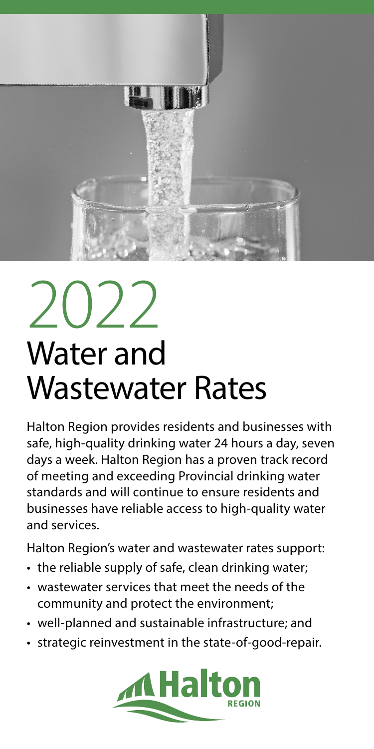# 2022
# Water and Wastewater Rates

Halton Region provides residents and businesses with safe, high-quality drinking water 24 hours a day, seven days a week. Halton Region has a proven track record of meeting and exceeding Provincial drinking water standards and will continue to ensure residents and businesses have reliable access to high-quality water and services.

Halton Region's water and wastewater rates support:

- the reliable supply of safe, clean drinking water;
- wastewater services that meet the needs of the community and protect the environment;
- well-planned and sustainable infrastructure; and
- strategic reinvestment in the state-of-good-repair.

Halton REGION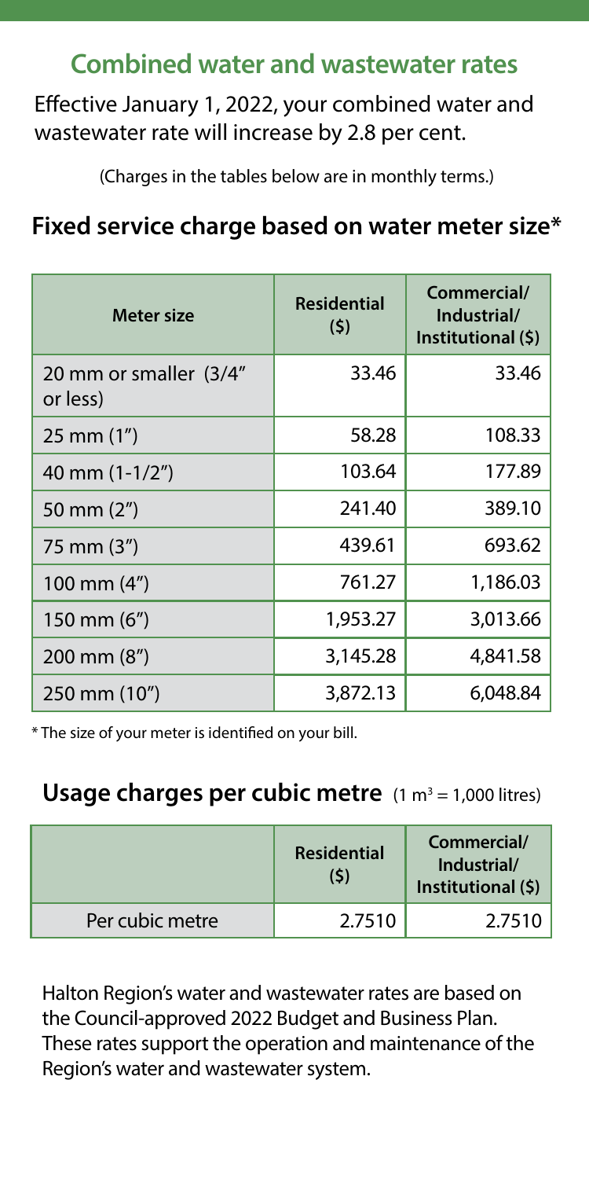## Combined water and wastewater rates

Effective January 1, 2022, your combined water and wastewater rate will increase by 2.8 per cent.

(Charges in the tables below are in monthly terms.)

### Fixed service charge based on water meter size*

| Meter size | Residential ($) | Commercial/ Industrial/ Institutional ($) |
| --- | --- | --- |
| 20 mm or smaller (3/4″ or less) | 33.46 | 33.46 |
| 25 mm (1″) | 58.28 | 108.33 |
| 40 mm (1-1/2″) | 103.64 | 177.89 |
| 50 mm (2″) | 241.40 | 389.10 |
| 75 mm (3″) | 439.61 | 693.62 |
| 100 mm (4″) | 761.27 | 1,186.03 |
| 150 mm (6″) | 1,953.27 | 3,013.66 |
| 200 mm (8″) | 3,145.28 | 4,841.58 |
| 250 mm (10″) | 3,872.13 | 6,048.84 |

* The size of your meter is identified on your bill.

### Usage charges per cubic metre (1 $m^3$ = 1,000 litres)

| | Residential ($) | Commercial/ Industrial/ Institutional ($) |
| --- | --- | --- |
| Per cubic metre | 2.7510 | 2.7510 |

Halton Region's water and wastewater rates are based on the Council-approved 2022 Budget and Business Plan. These rates support the operation and maintenance of the Region's water and wastewater system.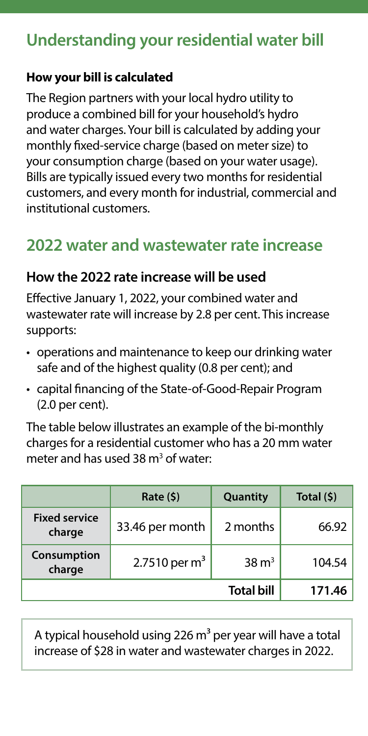## Understanding your residential water bill

### How your bill is calculated

The Region partners with your local hydro utility to produce a combined bill for your household's hydro and water charges. Your bill is calculated by adding your monthly fixed-service charge (based on meter size) to your consumption charge (based on your water usage). Bills are typically issued every two months for residential customers, and every month for industrial, commercial and institutional customers.

## 2022 water and wastewater rate increase

### How the 2022 rate increase will be used

Effective January 1, 2022, your combined water and wastewater rate will increase by 2.8 per cent. This increase supports:

- operations and maintenance to keep our drinking water safe and of the highest quality (0.8 per cent); and
- capital financing of the State-of-Good-Repair Program (2.0 per cent).

The table below illustrates an example of the bi-monthly charges for a residential customer who has a 20 mm water meter and has used 38 $m^3$ of water:

| | Rate ($) | Quantity | Total ($) |
|---|---|---|---|
| **Fixed service charge** | 33.46 per month | 2 months | 66.92 |
| **Consumption charge** | 2.7510 per $m^3$ | 38 $m^3$ | 104.54 |
| | | **Total bill** | **171.46** |

A typical household using 226 $m^3$ per year will have a total increase of $28 in water and wastewater charges in 2022.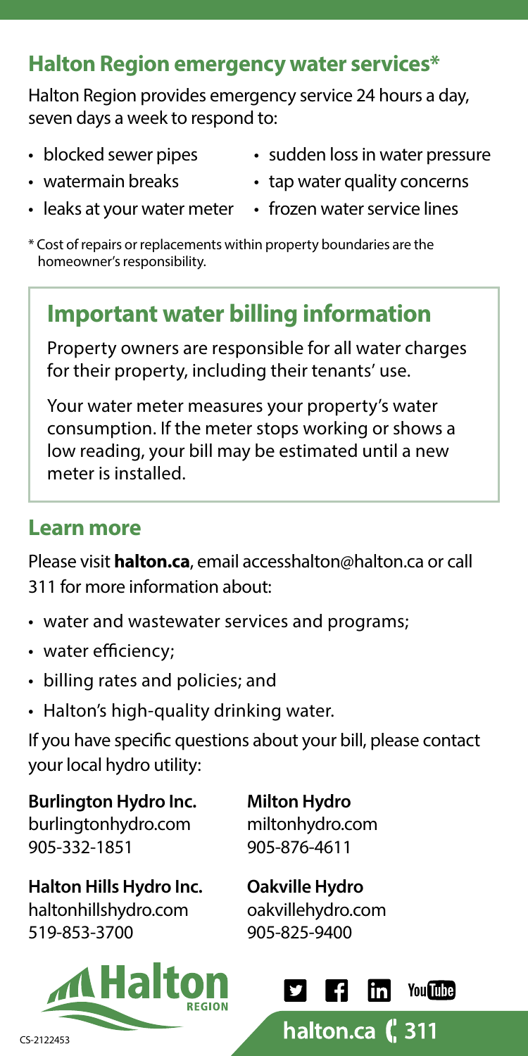## Halton Region emergency water services*

Halton Region provides emergency service 24 hours a day, seven days a week to respond to:

- blocked sewer pipes
- watermain breaks
- leaks at your water meter
- sudden loss in water pressure
- tap water quality concerns
- frozen water service lines

* Cost of repairs or replacements within property boundaries are the homeowner's responsibility.

## Important water billing information

Property owners are responsible for all water charges for their property, including their tenants' use.

Your water meter measures your property's water consumption. If the meter stops working or shows a low reading, your bill may be estimated until a new meter is installed.

## Learn more

Please visit **halton.ca**, email accesshalton@halton.ca or call 311 for more information about:

- water and wastewater services and programs;
- water efficiency;
- billing rates and policies; and
- Halton's high-quality drinking water.

If you have specific questions about your bill, please contact your local hydro utility:

**Burlington Hydro Inc.**
burlingtonhydro.com
905-332-1851

**Halton Hills Hydro Inc.**
haltonhillshydro.com
519-853-3700

**Milton Hydro**
miltonhydro.com
905-876-4611

**Oakville Hydro**
oakvillehydro.com
905-825-9400

Halton REGION

halton.ca 311

CS-2122453